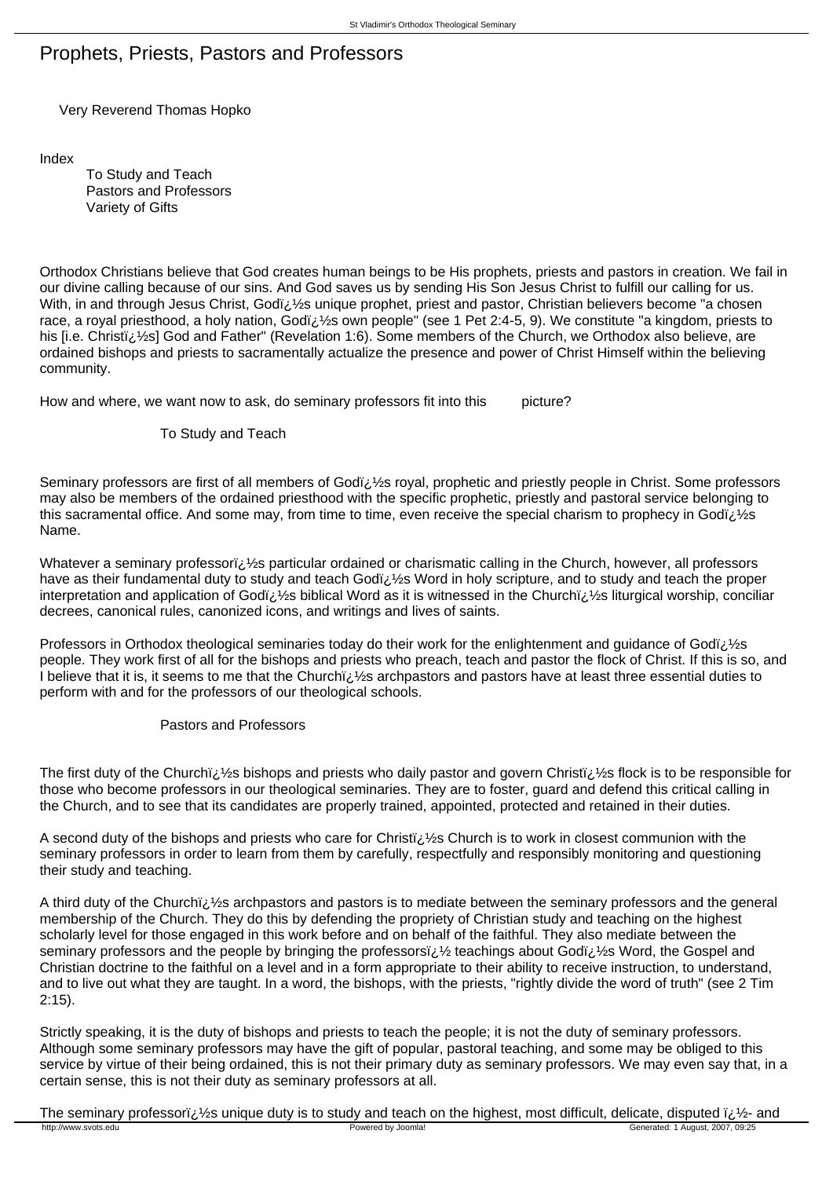# Prophets, Priests, Pastors and Professors

Very Reverend Thomas Hopko

Index

- To Study and Teach
- Pastors and Professors
- Variety of Gifts

Orthodox Christians believe that God creates human beings to be His prophets, priests and pastors in creation. We fail in our divine calling because of our sins. And God saves us by sending His Son Jesus Christ to fulfill our calling for us. With, in and through Jesus Christ, Godï¿½s unique prophet, priest and pastor, Christian believers become "a chosen race, a royal priesthood, a holy nation, Godï¿½s own people" (see 1 Pet 2:4-5, 9). We constitute "a kingdom, priests to his [i.e. Christï¿½s] God and Father" (Revelation 1:6). Some members of the Church, we Orthodox also believe, are ordained bishops and priests to sacramentally actualize the presence and power of Christ Himself within the believing community.

How and where, we want now to ask, do seminary professors fit into this picture?

## To Study and Teach

Seminary professors are first of all members of Godï¿½s royal, prophetic and priestly people in Christ. Some professors may also be members of the ordained priesthood with the specific prophetic, priestly and pastoral service belonging to this sacramental office. And some may, from time to time, even receive the special charism to prophecy in Godï¿½s Name.

Whatever a seminary professorï¿½s particular ordained or charismatic calling in the Church, however, all professors have as their fundamental duty to study and teach Godï¿½s Word in holy scripture, and to study and teach the proper interpretation and application of Godï¿½s biblical Word as it is witnessed in the Churchï¿½s liturgical worship, conciliar decrees, canonical rules, canonized icons, and writings and lives of saints.

Professors in Orthodox theological seminaries today do their work for the enlightenment and guidance of Godï¿½s people. They work first of all for the bishops and priests who preach, teach and pastor the flock of Christ. If this is so, and I believe that it is, it seems to me that the Churchï¿½s archpastors and pastors have at least three essential duties to perform with and for the professors of our theological schools.

## Pastors and Professors

The first duty of the Churchï¿½s bishops and priests who daily pastor and govern Christï¿½s flock is to be responsible for those who become professors in our theological seminaries. They are to foster, guard and defend this critical calling in the Church, and to see that its candidates are properly trained, appointed, protected and retained in their duties.

A second duty of the bishops and priests who care for Christï¿½s Church is to work in closest communion with the seminary professors in order to learn from them by carefully, respectfully and responsibly monitoring and questioning their study and teaching.

A third duty of the Churchï¿½s archpastors and pastors is to mediate between the seminary professors and the general membership of the Church. They do this by defending the propriety of Christian study and teaching on the highest scholarly level for those engaged in this work before and on behalf of the faithful. They also mediate between the seminary professors and the people by bringing the professorsï¿½ teachings about Godï¿½s Word, the Gospel and Christian doctrine to the faithful on a level and in a form appropriate to their ability to receive instruction, to understand, and to live out what they are taught. In a word, the bishops, with the priests, "rightly divide the word of truth" (see 2 Tim 2:15).

Strictly speaking, it is the duty of bishops and priests to teach the people; it is not the duty of seminary professors. Although some seminary professors may have the gift of popular, pastoral teaching, and some may be obliged to this service by virtue of their being ordained, this is not their primary duty as seminary professors. We may even say that, in a certain sense, this is not their duty as seminary professors at all.

The seminary professorï¿½s unique duty is to study and teach on the highest, most difficult, delicate, disputed ï¿½- and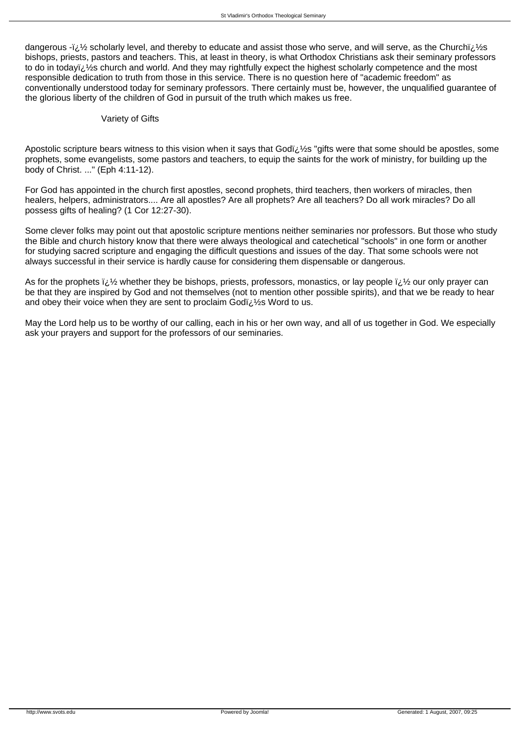dangerous -ï¿½ scholarly level, and thereby to educate and assist those who serve, and will serve, as the Churchï¿½s bishops, priests, pastors and teachers. This, at least in theory, is what Orthodox Christians ask their seminary professors to do in todayï¿½s church and world. And they may rightfully expect the highest scholarly competence and the most responsible dedication to truth from those in this service. There is no question here of "academic freedom" as conventionally understood today for seminary professors. There certainly must be, however, the unqualified guarantee of the glorious liberty of the children of God in pursuit of the truth which makes us free.

## Variety of Gifts

Apostolic scripture bears witness to this vision when it says that Godï¿½s "gifts were that some should be apostles, some prophets, some evangelists, some pastors and teachers, to equip the saints for the work of ministry, for building up the body of Christ. ..." (Eph 4:11-12).

For God has appointed in the church first apostles, second prophets, third teachers, then workers of miracles, then healers, helpers, administrators.... Are all apostles? Are all prophets? Are all teachers? Do all work miracles? Do all possess gifts of healing? (1 Cor 12:27-30).

Some clever folks may point out that apostolic scripture mentions neither seminaries nor professors. But those who study the Bible and church history know that there were always theological and catechetical "schools" in one form or another for studying sacred scripture and engaging the difficult questions and issues of the day. That some schools were not always successful in their service is hardly cause for considering them dispensable or dangerous.

As for the prophets ï¿½ whether they be bishops, priests, professors, monastics, or lay people ï¿½ our only prayer can be that they are inspired by God and not themselves (not to mention other possible spirits), and that we be ready to hear and obey their voice when they are sent to proclaim Godï¿½s Word to us.

May the Lord help us to be worthy of our calling, each in his or her own way, and all of us together in God. We especially ask your prayers and support for the professors of our seminaries.